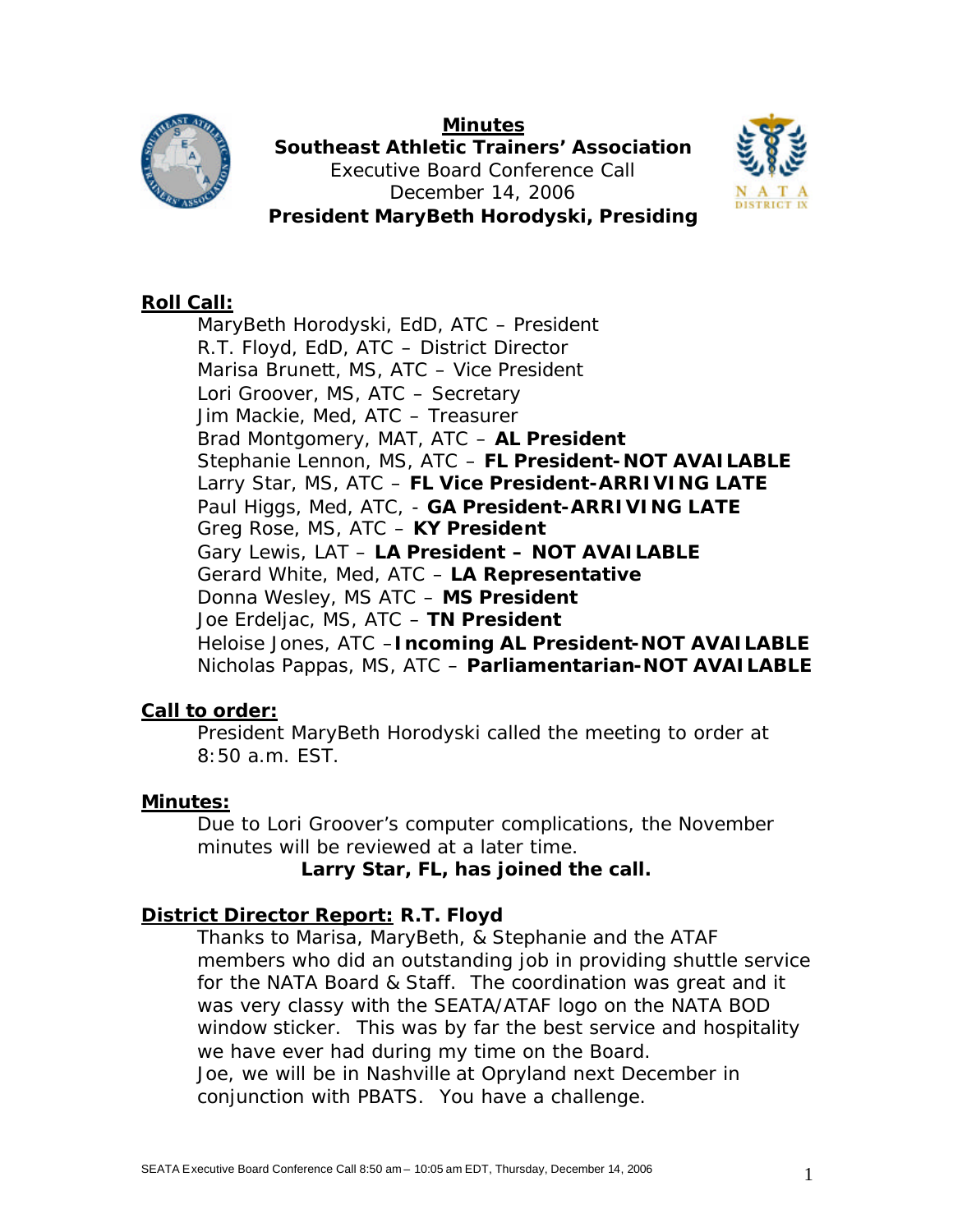**Minutes**

**Southeast Athletic Trainers' Association**

Executive Board Conference Call

December 14, 2006

**President MaryBeth Horodyski, Presiding**

## Roll Call:

MaryBeth Horodyski, EdD, ATC – President
R.T. Floyd, EdD, ATC – District Director
Marisa Brunett, MS, ATC – Vice President
Lori Groover, MS, ATC – Secretary
Jim Mackie, Med, ATC – Treasurer
Brad Montgomery, MAT, ATC – **AL President**
Stephanie Lennon, MS, ATC – **FL President-NOT AVAILABLE**
Larry Star, MS, ATC – **FL Vice President-ARRIVING LATE**
Paul Higgs, Med, ATC, - **GA President-ARRIVING LATE**
Greg Rose, MS, ATC – **KY President**
Gary Lewis, LAT – **LA President – NOT AVAILABLE**
Gerard White, Med, ATC – **LA Representative**
Donna Wesley, MS ATC – **MS President**
Joe Erdeljac, MS, ATC – **TN President**
Heloise Jones, ATC –**Incoming AL President-NOT AVAILABLE**
Nicholas Pappas, MS, ATC – **Parliamentarian-NOT AVAILABLE**

## Call to order:

President MaryBeth Horodyski called the meeting to order at 8:50 a.m. EST.

## Minutes:

Due to Lori Groover's computer complications, the November minutes will be reviewed at a later time.

**Larry Star, FL, has joined the call.**

## District Director Report: R.T. Floyd

Thanks to Marisa, MaryBeth, & Stephanie and the ATAF members who did an outstanding job in providing shuttle service for the NATA Board & Staff. The coordination was great and it was very classy with the SEATA/ATAF logo on the NATA BOD window sticker. This was by far the best service and hospitality we have ever had during my time on the Board.
Joe, we will be in Nashville at Opryland next December in conjunction with PBATS. You have a challenge.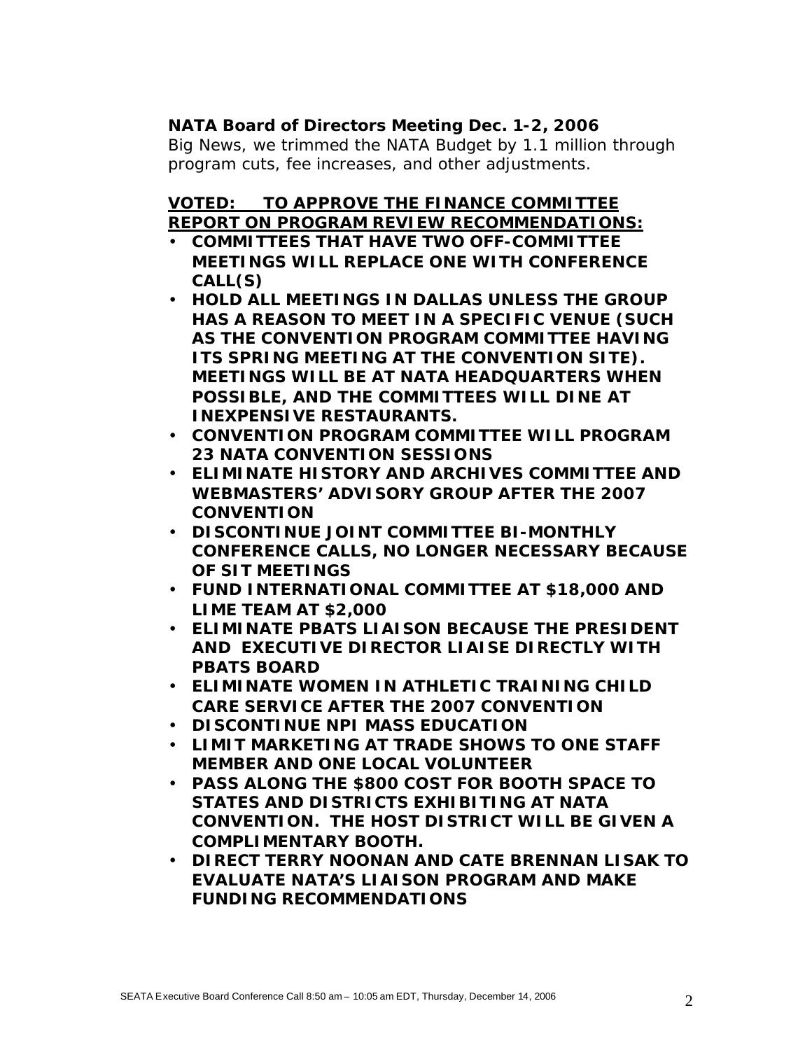**NATA Board of Directors Meeting Dec. 1-2, 2006**

Big News, we trimmed the NATA Budget by 1.1 million through program cuts, fee increases, and other adjustments.

**VOTED: TO APPROVE THE FINANCE COMMITTEE REPORT ON PROGRAM REVIEW RECOMMENDATIONS:**

- **COMMITTEES THAT HAVE TWO OFF-COMMITTEE MEETINGS WILL REPLACE ONE WITH CONFERENCE CALL(S)**
- **HOLD ALL MEETINGS IN DALLAS UNLESS THE GROUP HAS A REASON TO MEET IN A SPECIFIC VENUE (SUCH AS THE CONVENTION PROGRAM COMMITTEE HAVING ITS SPRING MEETING AT THE CONVENTION SITE). MEETINGS WILL BE AT NATA HEADQUARTERS WHEN POSSIBLE, AND THE COMMITTEES WILL DINE AT INEXPENSIVE RESTAURANTS.**
- **CONVENTION PROGRAM COMMITTEE WILL PROGRAM 23 NATA CONVENTION SESSIONS**
- **ELIMINATE HISTORY AND ARCHIVES COMMITTEE AND WEBMASTERS' ADVISORY GROUP AFTER THE 2007 CONVENTION**
- **DISCONTINUE JOINT COMMITTEE BI-MONTHLY CONFERENCE CALLS, NO LONGER NECESSARY BECAUSE OF SIT MEETINGS**
- **FUND INTERNATIONAL COMMITTEE AT $18,000 AND LIME TEAM AT $2,000**
- **ELIMINATE PBATS LIAISON BECAUSE THE PRESIDENT AND EXECUTIVE DIRECTOR LIAISE DIRECTLY WITH PBATS BOARD**
- **ELIMINATE WOMEN IN ATHLETIC TRAINING CHILD CARE SERVICE AFTER THE 2007 CONVENTION**
- **DISCONTINUE NPI MASS EDUCATION**
- **LIMIT MARKETING AT TRADE SHOWS TO ONE STAFF MEMBER AND ONE LOCAL VOLUNTEER**
- **PASS ALONG THE $800 COST FOR BOOTH SPACE TO STATES AND DISTRICTS EXHIBITING AT NATA CONVENTION. THE HOST DISTRICT WILL BE GIVEN A COMPLIMENTARY BOOTH.**
- **DIRECT TERRY NOONAN AND CATE BRENNAN LISAK TO EVALUATE NATA'S LIAISON PROGRAM AND MAKE FUNDING RECOMMENDATIONS**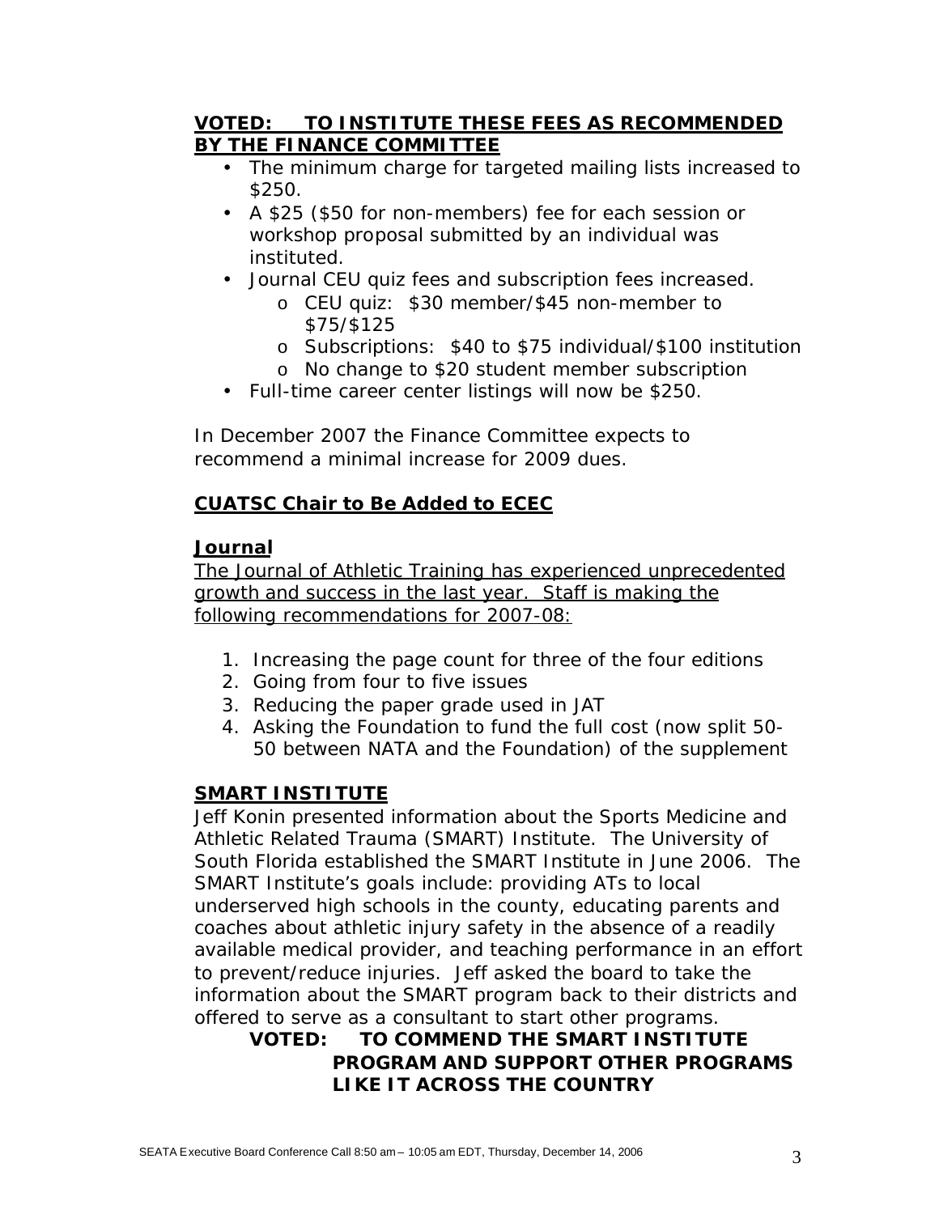**VOTED: TO INSTITUTE THESE FEES AS RECOMMENDED BY THE FINANCE COMMITTEE**

- The minimum charge for targeted mailing lists increased to $250.
- A $25 ($50 for non-members) fee for each session or workshop proposal submitted by an individual was instituted.
- Journal CEU quiz fees and subscription fees increased.
  - CEU quiz: $30 member/$45 non-member to $75/$125
  - Subscriptions: $40 to $75 individual/$100 institution
  - No change to $20 student member subscription
- Full-time career center listings will now be $250.

In December 2007 the Finance Committee expects to recommend a minimal increase for 2009 dues.

**CUATSC Chair to Be Added to ECEC**

**Journal**

The Journal of Athletic Training has experienced unprecedented growth and success in the last year. Staff is making the following recommendations for 2007-08:

1. Increasing the page count for three of the four editions
2. Going from four to five issues
3. Reducing the paper grade used in JAT
4. Asking the Foundation to fund the full cost (now split 50-50 between NATA and the Foundation) of the supplement

**SMART INSTITUTE**

Jeff Konin presented information about the Sports Medicine and Athletic Related Trauma (SMART) Institute. The University of South Florida established the SMART Institute in June 2006. The SMART Institute's goals include: providing ATs to local underserved high schools in the county, educating parents and coaches about athletic injury safety in the absence of a readily available medical provider, and teaching performance in an effort to prevent/reduce injuries. Jeff asked the board to take the information about the SMART program back to their districts and offered to serve as a consultant to start other programs.

**VOTED: TO COMMEND THE SMART INSTITUTE PROGRAM AND SUPPORT OTHER PROGRAMS LIKE IT ACROSS THE COUNTRY**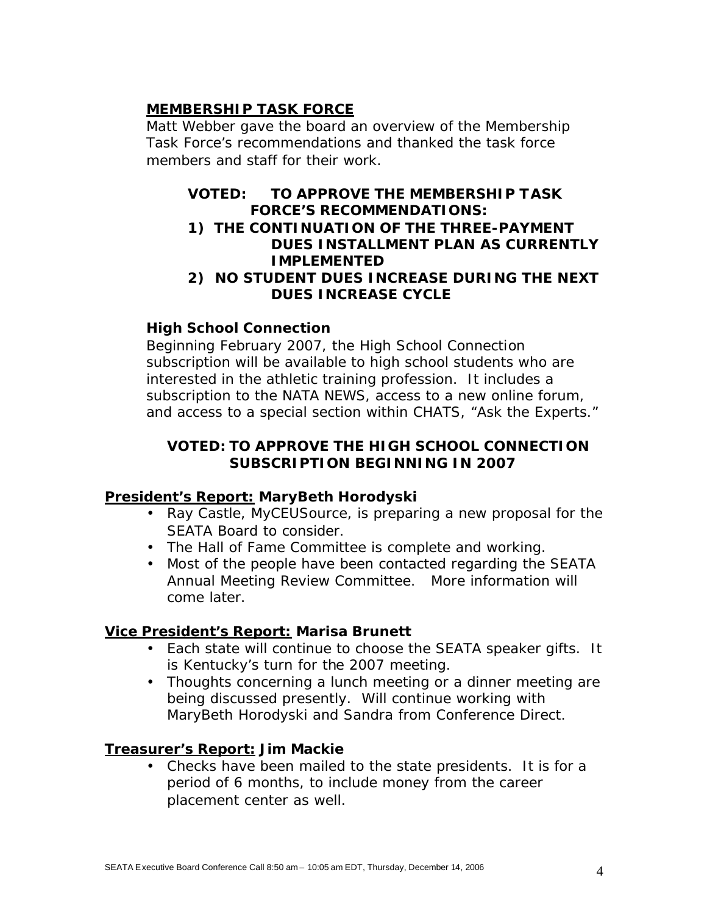## MEMBERSHIP TASK FORCE

Matt Webber gave the board an overview of the Membership Task Force's recommendations and thanked the task force members and staff for their work.

**VOTED: TO APPROVE THE MEMBERSHIP TASK FORCE'S RECOMMENDATIONS:**

1. **THE CONTINUATION OF THE THREE-PAYMENT DUES INSTALLMENT PLAN AS CURRENTLY IMPLEMENTED**
2. **NO STUDENT DUES INCREASE DURING THE NEXT DUES INCREASE CYCLE**

### High School Connection

Beginning February 2007, the High School Connection subscription will be available to high school students who are interested in the athletic training profession. It includes a subscription to the NATA NEWS, access to a new online forum, and access to a special section within CHATS, "Ask the Experts."

**VOTED: TO APPROVE THE HIGH SCHOOL CONNECTION SUBSCRIPTION BEGINNING IN 2007**

## President's Report: MaryBeth Horodyski

- Ray Castle, MyCEUSource, is preparing a new proposal for the SEATA Board to consider.
- The Hall of Fame Committee is complete and working.
- Most of the people have been contacted regarding the SEATA Annual Meeting Review Committee. More information will come later.

## Vice President's Report: Marisa Brunett

- Each state will continue to choose the SEATA speaker gifts. It is Kentucky's turn for the 2007 meeting.
- Thoughts concerning a lunch meeting or a dinner meeting are being discussed presently. Will continue working with MaryBeth Horodyski and Sandra from Conference Direct.

## Treasurer's Report: Jim Mackie

- Checks have been mailed to the state presidents. It is for a period of 6 months, to include money from the career placement center as well.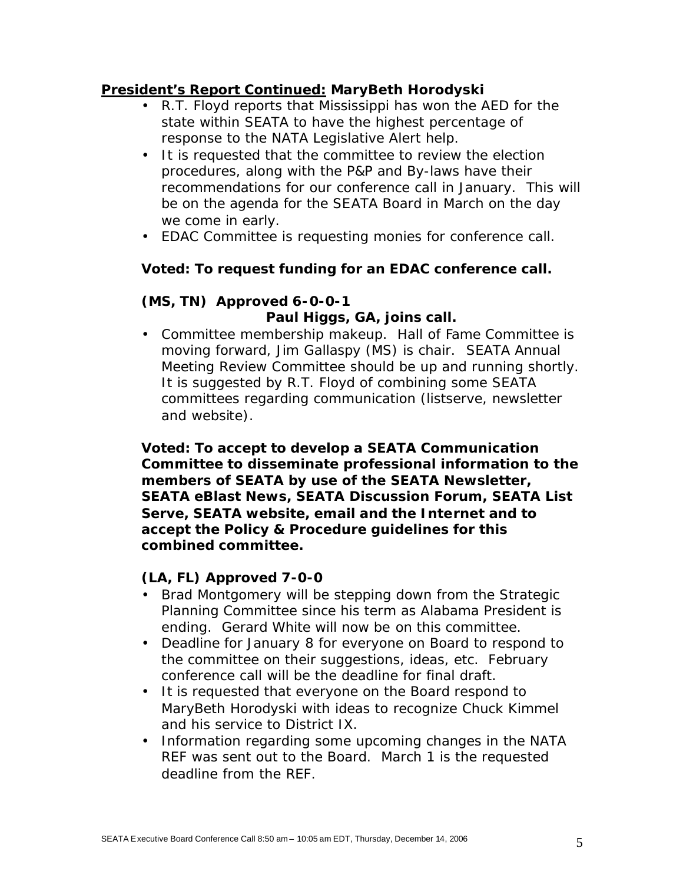**<u>President's Report Continued:</u> MaryBeth Horodyski**

- R.T. Floyd reports that Mississippi has won the AED for the state within SEATA to have the highest percentage of response to the NATA Legislative Alert help.
- It is requested that the committee to review the election procedures, along with the P&P and By-laws have their recommendations for our conference call in January. This will be on the agenda for the SEATA Board in March on the day we come in early.
- EDAC Committee is requesting monies for conference call.

**Voted: To request funding for an EDAC conference call.**

**(MS, TN) Approved 6-0-0-1**

**Paul Higgs, GA, joins call.**

- Committee membership makeup. Hall of Fame Committee is moving forward, Jim Gallaspy (MS) is chair. SEATA Annual Meeting Review Committee should be up and running shortly. It is suggested by R.T. Floyd of combining some SEATA committees regarding communication (listserve, newsletter and website).

**Voted: To accept to develop a SEATA Communication Committee to disseminate professional information to the members of SEATA by use of the SEATA Newsletter, SEATA eBlast News, SEATA Discussion Forum, SEATA List Serve, SEATA website, email and the Internet and to accept the Policy & Procedure guidelines for this combined committee.**

**(LA, FL) Approved 7-0-0**

- Brad Montgomery will be stepping down from the Strategic Planning Committee since his term as Alabama President is ending. Gerard White will now be on this committee.
- Deadline for January 8 for everyone on Board to respond to the committee on their suggestions, ideas, etc. February conference call will be the deadline for final draft.
- It is requested that everyone on the Board respond to MaryBeth Horodyski with ideas to recognize Chuck Kimmel and his service to District IX.
- Information regarding some upcoming changes in the NATA REF was sent out to the Board. March 1 is the requested deadline from the REF.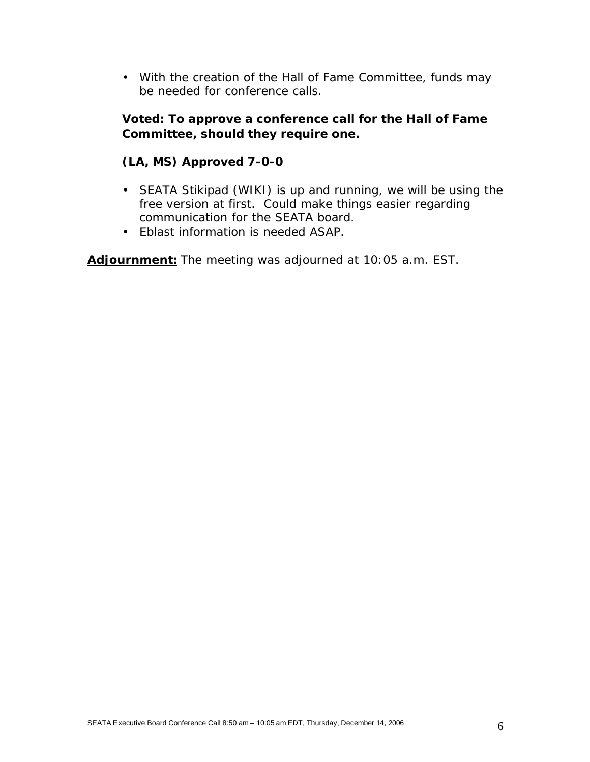- With the creation of the Hall of Fame Committee, funds may be needed for conference calls.

**Voted: To approve a conference call for the Hall of Fame Committee, should they require one.**

**(LA, MS) Approved 7-0-0**

- SEATA Stikipad (WIKI) is up and running, we will be using the free version at first. Could make things easier regarding communication for the SEATA board.
- Eblast information is needed ASAP.

**Adjournment:** The meeting was adjourned at 10:05 a.m. EST.